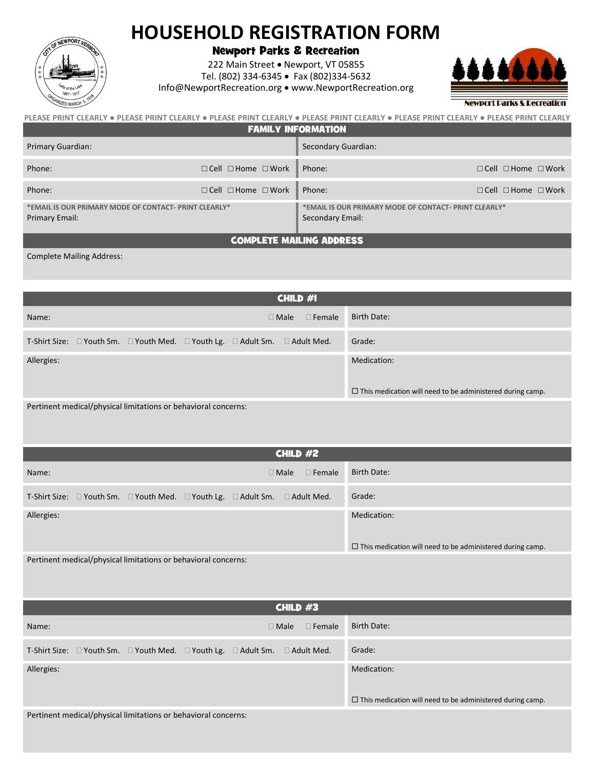# HOUSEHOLD REGISTRATION FORM

## Newport Parks & Recreation

222 Main Street • Newport, VT 05855
Tel. (802) 334-6345 • Fax (802)334-5632
Info@NewportRecreation.org • www.NewportRecreation.org

PLEASE PRINT CLEARLY ● PLEASE PRINT CLEARLY ● PLEASE PRINT CLEARLY ● PLEASE PRINT CLEARLY ● PLEASE PRINT CLEARLY ● PLEASE PRINT CLEARLY

### FAMILY INFORMATION

| | |
|---|---|
| Primary Guardian: | Secondary Guardian: |
| Phone: ☐ Cell ☐ Home ☐ Work | Phone: ☐ Cell ☐ Home ☐ Work |
| Phone: ☐ Cell ☐ Home ☐ Work | Phone: ☐ Cell ☐ Home ☐ Work |
| *EMAIL IS OUR PRIMARY MODE OF CONTACT- PRINT CLEARLY* Primary Email: | *EMAIL IS OUR PRIMARY MODE OF CONTACT- PRINT CLEARLY* Secondary Email: |

### COMPLETE MAILING ADDRESS

Complete Mailing Address:

### CHILD #1

| | |
|---|---|
| Name: ☐ Male ☐ Female | Birth Date: |
| T-Shirt Size: ☐ Youth Sm. ☐ Youth Med. ☐ Youth Lg. ☐ Adult Sm. ☐ Adult Med. | Grade: |
| Allergies: | Medication: ☐ This medication will need to be administered during camp. |

Pertinent medical/physical limitations or behavioral concerns:

### CHILD #2

| | |
|---|---|
| Name: ☐ Male ☐ Female | Birth Date: |
| T-Shirt Size: ☐ Youth Sm. ☐ Youth Med. ☐ Youth Lg. ☐ Adult Sm. ☐ Adult Med. | Grade: |
| Allergies: | Medication: ☐ This medication will need to be administered during camp. |

Pertinent medical/physical limitations or behavioral concerns:

### CHILD #3

| | |
|---|---|
| Name: ☐ Male ☐ Female | Birth Date: |
| T-Shirt Size: ☐ Youth Sm. ☐ Youth Med. ☐ Youth Lg. ☐ Adult Sm. ☐ Adult Med. | Grade: |
| Allergies: | Medication: ☐ This medication will need to be administered during camp. |

Pertinent medical/physical limitations or behavioral concerns: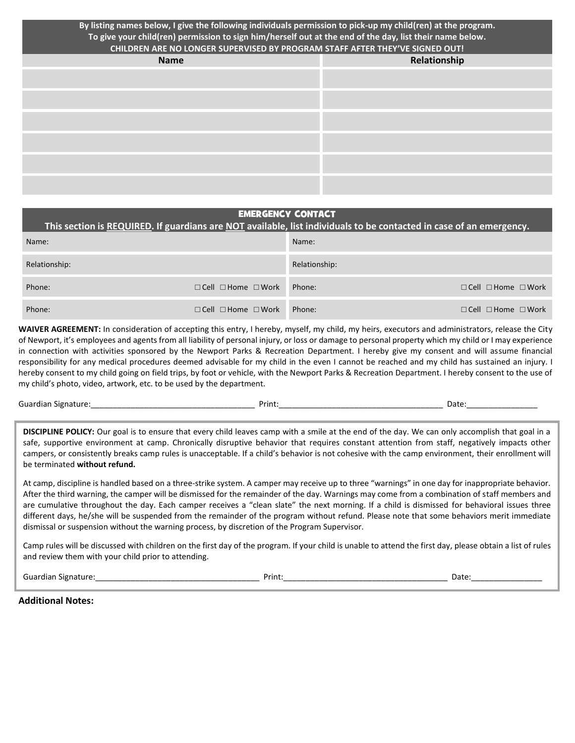**By listing names below, I give the following individuals permission to pick-up my child(ren) at the program.**
**To give your child(ren) permission to sign him/herself out at the end of the day, list their name below.**
**CHILDREN ARE NO LONGER SUPERVISED BY PROGRAM STAFF AFTER THEY'VE SIGNED OUT!**

| Name | Relationship |
|---|---|
| | |
| | |
| | |
| | |
| | |
| | |

## EMERGENCY CONTACT

**This section is REQUIRED. If guardians are NOT available, list individuals to be contacted in case of an emergency.**

| | |
|---|---|
| Name: | Name: |
| Relationship: | Relationship: |
| Phone: ☐ Cell ☐ Home ☐ Work | Phone: ☐ Cell ☐ Home ☐ Work |
| Phone: ☐ Cell ☐ Home ☐ Work | Phone: ☐ Cell ☐ Home ☐ Work |

**WAIVER AGREEMENT:** In consideration of accepting this entry, I hereby, myself, my child, my heirs, executors and administrators, release the City of Newport, it's employees and agents from all liability of personal injury, or loss or damage to personal property which my child or I may experience in connection with activities sponsored by the Newport Parks & Recreation Department. I hereby give my consent and will assume financial responsibility for any medical procedures deemed advisable for my child in the even I cannot be reached and my child has sustained an injury. I hereby consent to my child going on field trips, by foot or vehicle, with the Newport Parks & Recreation Department. I hereby consent to the use of my child's photo, video, artwork, etc. to be used by the department.

Guardian Signature:____________________________________ Print:_____________________________________ Date:________________

**DISCIPLINE POLICY:** Our goal is to ensure that every child leaves camp with a smile at the end of the day. We can only accomplish that goal in a safe, supportive environment at camp. Chronically disruptive behavior that requires constant attention from staff, negatively impacts other campers, or consistently breaks camp rules is unacceptable. If a child's behavior is not cohesive with the camp environment, their enrollment will be terminated **without refund.**

At camp, discipline is handled based on a three-strike system. A camper may receive up to three "warnings" in one day for inappropriate behavior. After the third warning, the camper will be dismissed for the remainder of the day. Warnings may come from a combination of staff members and are cumulative throughout the day. Each camper receives a "clean slate" the next morning. If a child is dismissed for behavioral issues three different days, he/she will be suspended from the remainder of the program without refund. Please note that some behaviors merit immediate dismissal or suspension without the warning process, by discretion of the Program Supervisor.

Camp rules will be discussed with children on the first day of the program. If your child is unable to attend the first day, please obtain a list of rules and review them with your child prior to attending.

Guardian Signature:____________________________________ Print:_____________________________________ Date:________________

**Additional Notes:**